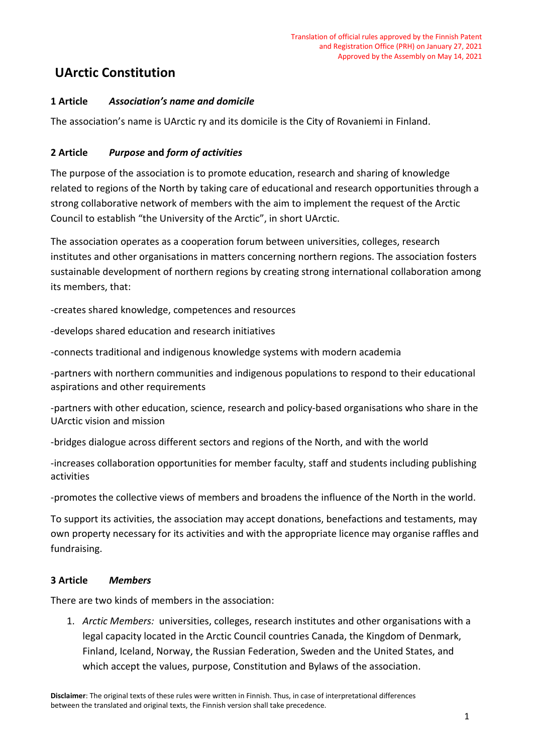Translation of official rules approved by the Finnish Patent and Registration Office (PRH) on January 27, 2021
Approved by the Assembly on May 14, 2021

# UArctic Constitution

## 1 Article *Association's name and domicile*

The association's name is UArctic ry and its domicile is the City of Rovaniemi in Finland.

## 2 Article *Purpose* and *form of activities*

The purpose of the association is to promote education, research and sharing of knowledge related to regions of the North by taking care of educational and research opportunities through a strong collaborative network of members with the aim to implement the request of the Arctic Council to establish "the University of the Arctic", in short UArctic.

The association operates as a cooperation forum between universities, colleges, research institutes and other organisations in matters concerning northern regions. The association fosters sustainable development of northern regions by creating strong international collaboration among its members, that:

-creates shared knowledge, competences and resources

-develops shared education and research initiatives

-connects traditional and indigenous knowledge systems with modern academia

-partners with northern communities and indigenous populations to respond to their educational aspirations and other requirements

-partners with other education, science, research and policy-based organisations who share in the UArctic vision and mission

-bridges dialogue across different sectors and regions of the North, and with the world

-increases collaboration opportunities for member faculty, staff and students including publishing activities

-promotes the collective views of members and broadens the influence of the North in the world.

To support its activities, the association may accept donations, benefactions and testaments, may own property necessary for its activities and with the appropriate licence may organise raffles and fundraising.

## 3 Article *Members*

There are two kinds of members in the association:

1. *Arctic Members:* universities, colleges, research institutes and other organisations with a legal capacity located in the Arctic Council countries Canada, the Kingdom of Denmark, Finland, Iceland, Norway, the Russian Federation, Sweden and the United States, and which accept the values, purpose, Constitution and Bylaws of the association.

**Disclaimer**: The original texts of these rules were written in Finnish. Thus, in case of interpretational differences between the translated and original texts, the Finnish version shall take precedence.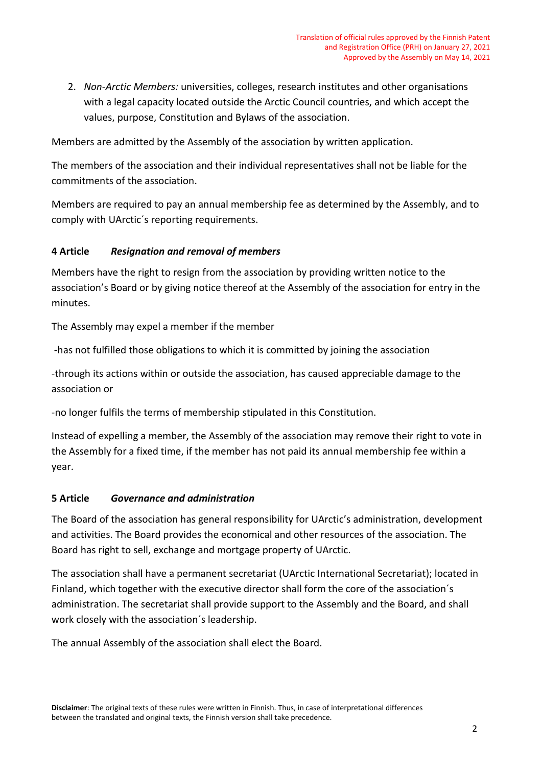2. *Non-Arctic Members:* universities, colleges, research institutes and other organisations with a legal capacity located outside the Arctic Council countries, and which accept the values, purpose, Constitution and Bylaws of the association.

Members are admitted by the Assembly of the association by written application.

The members of the association and their individual representatives shall not be liable for the commitments of the association.

Members are required to pay an annual membership fee as determined by the Assembly, and to comply with UArctic´s reporting requirements.

### 4 Article *Resignation and removal of members*

Members have the right to resign from the association by providing written notice to the association's Board or by giving notice thereof at the Assembly of the association for entry in the minutes.

The Assembly may expel a member if the member

-has not fulfilled those obligations to which it is committed by joining the association

-through its actions within or outside the association, has caused appreciable damage to the association or

-no longer fulfils the terms of membership stipulated in this Constitution.

Instead of expelling a member, the Assembly of the association may remove their right to vote in the Assembly for a fixed time, if the member has not paid its annual membership fee within a year.

### 5 Article *Governance and administration*

The Board of the association has general responsibility for UArctic's administration, development and activities. The Board provides the economical and other resources of the association. The Board has right to sell, exchange and mortgage property of UArctic.

The association shall have a permanent secretariat (UArctic International Secretariat); located in Finland, which together with the executive director shall form the core of the association´s administration. The secretariat shall provide support to the Assembly and the Board, and shall work closely with the association´s leadership.

The annual Assembly of the association shall elect the Board.

**Disclaimer**: The original texts of these rules were written in Finnish. Thus, in case of interpretational differences between the translated and original texts, the Finnish version shall take precedence.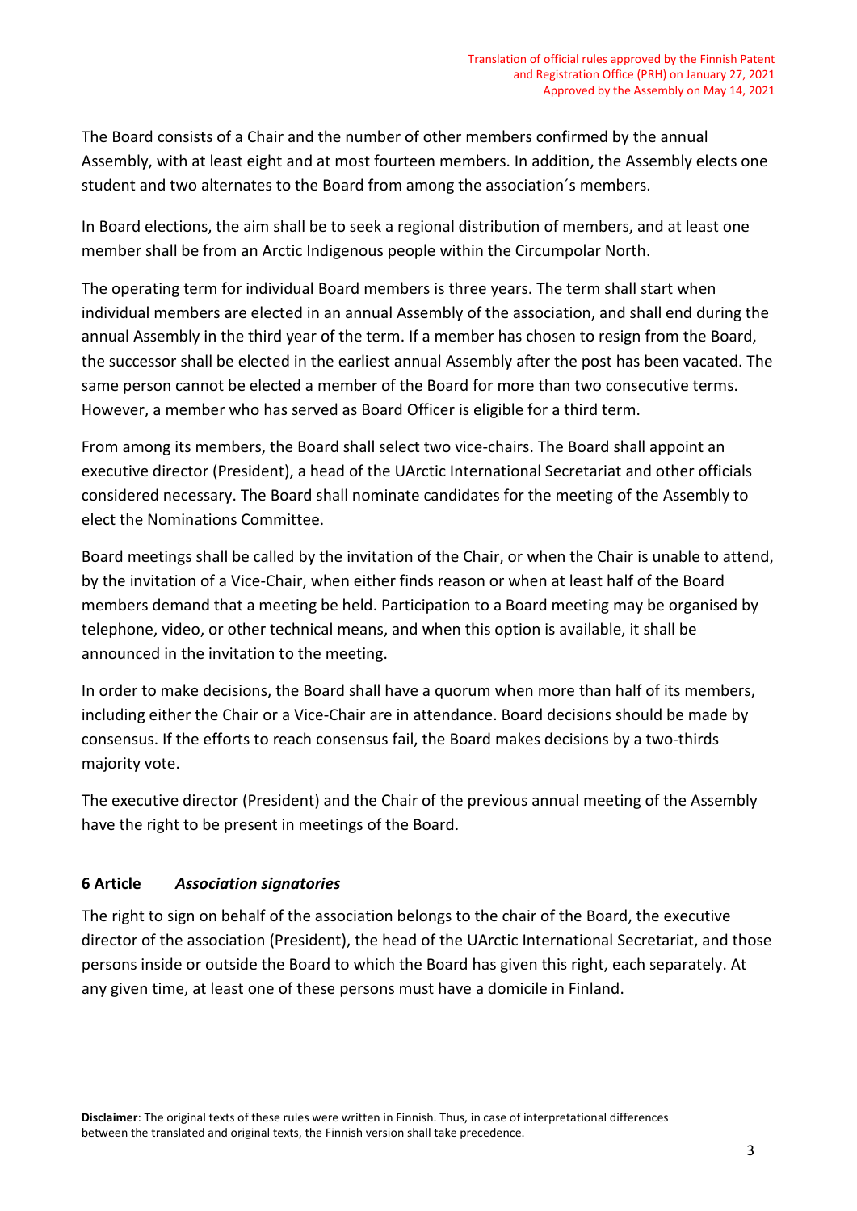The Board consists of a Chair and the number of other members confirmed by the annual Assembly, with at least eight and at most fourteen members. In addition, the Assembly elects one student and two alternates to the Board from among the association´s members.

In Board elections, the aim shall be to seek a regional distribution of members, and at least one member shall be from an Arctic Indigenous people within the Circumpolar North.

The operating term for individual Board members is three years. The term shall start when individual members are elected in an annual Assembly of the association, and shall end during the annual Assembly in the third year of the term. If a member has chosen to resign from the Board, the successor shall be elected in the earliest annual Assembly after the post has been vacated. The same person cannot be elected a member of the Board for more than two consecutive terms. However, a member who has served as Board Officer is eligible for a third term.

From among its members, the Board shall select two vice-chairs. The Board shall appoint an executive director (President), a head of the UArctic International Secretariat and other officials considered necessary. The Board shall nominate candidates for the meeting of the Assembly to elect the Nominations Committee.

Board meetings shall be called by the invitation of the Chair, or when the Chair is unable to attend, by the invitation of a Vice-Chair, when either finds reason or when at least half of the Board members demand that a meeting be held. Participation to a Board meeting may be organised by telephone, video, or other technical means, and when this option is available, it shall be announced in the invitation to the meeting.

In order to make decisions, the Board shall have a quorum when more than half of its members, including either the Chair or a Vice-Chair are in attendance. Board decisions should be made by consensus. If the efforts to reach consensus fail, the Board makes decisions by a two-thirds majority vote.

The executive director (President) and the Chair of the previous annual meeting of the Assembly have the right to be present in meetings of the Board.

## 6 Article *Association signatories*

The right to sign on behalf of the association belongs to the chair of the Board, the executive director of the association (President), the head of the UArctic International Secretariat, and those persons inside or outside the Board to which the Board has given this right, each separately. At any given time, at least one of these persons must have a domicile in Finland.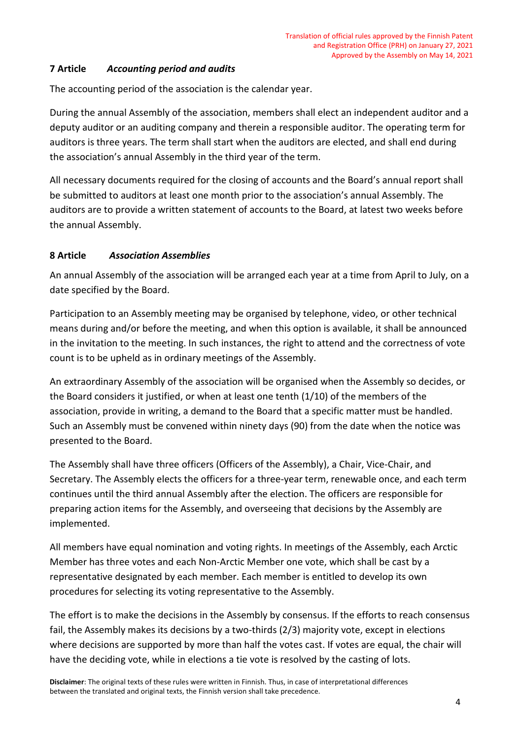### 7 Article *Accounting period and audits*

The accounting period of the association is the calendar year.

During the annual Assembly of the association, members shall elect an independent auditor and a deputy auditor or an auditing company and therein a responsible auditor. The operating term for auditors is three years. The term shall start when the auditors are elected, and shall end during the association's annual Assembly in the third year of the term.

All necessary documents required for the closing of accounts and the Board's annual report shall be submitted to auditors at least one month prior to the association's annual Assembly. The auditors are to provide a written statement of accounts to the Board, at latest two weeks before the annual Assembly.

### 8 Article *Association Assemblies*

An annual Assembly of the association will be arranged each year at a time from April to July, on a date specified by the Board.

Participation to an Assembly meeting may be organised by telephone, video, or other technical means during and/or before the meeting, and when this option is available, it shall be announced in the invitation to the meeting. In such instances, the right to attend and the correctness of vote count is to be upheld as in ordinary meetings of the Assembly.

An extraordinary Assembly of the association will be organised when the Assembly so decides, or the Board considers it justified, or when at least one tenth (1/10) of the members of the association, provide in writing, a demand to the Board that a specific matter must be handled. Such an Assembly must be convened within ninety days (90) from the date when the notice was presented to the Board.

The Assembly shall have three officers (Officers of the Assembly), a Chair, Vice-Chair, and Secretary. The Assembly elects the officers for a three-year term, renewable once, and each term continues until the third annual Assembly after the election. The officers are responsible for preparing action items for the Assembly, and overseeing that decisions by the Assembly are implemented.

All members have equal nomination and voting rights. In meetings of the Assembly, each Arctic Member has three votes and each Non-Arctic Member one vote, which shall be cast by a representative designated by each member. Each member is entitled to develop its own procedures for selecting its voting representative to the Assembly.

The effort is to make the decisions in the Assembly by consensus. If the efforts to reach consensus fail, the Assembly makes its decisions by a two-thirds (2/3) majority vote, except in elections where decisions are supported by more than half the votes cast. If votes are equal, the chair will have the deciding vote, while in elections a tie vote is resolved by the casting of lots.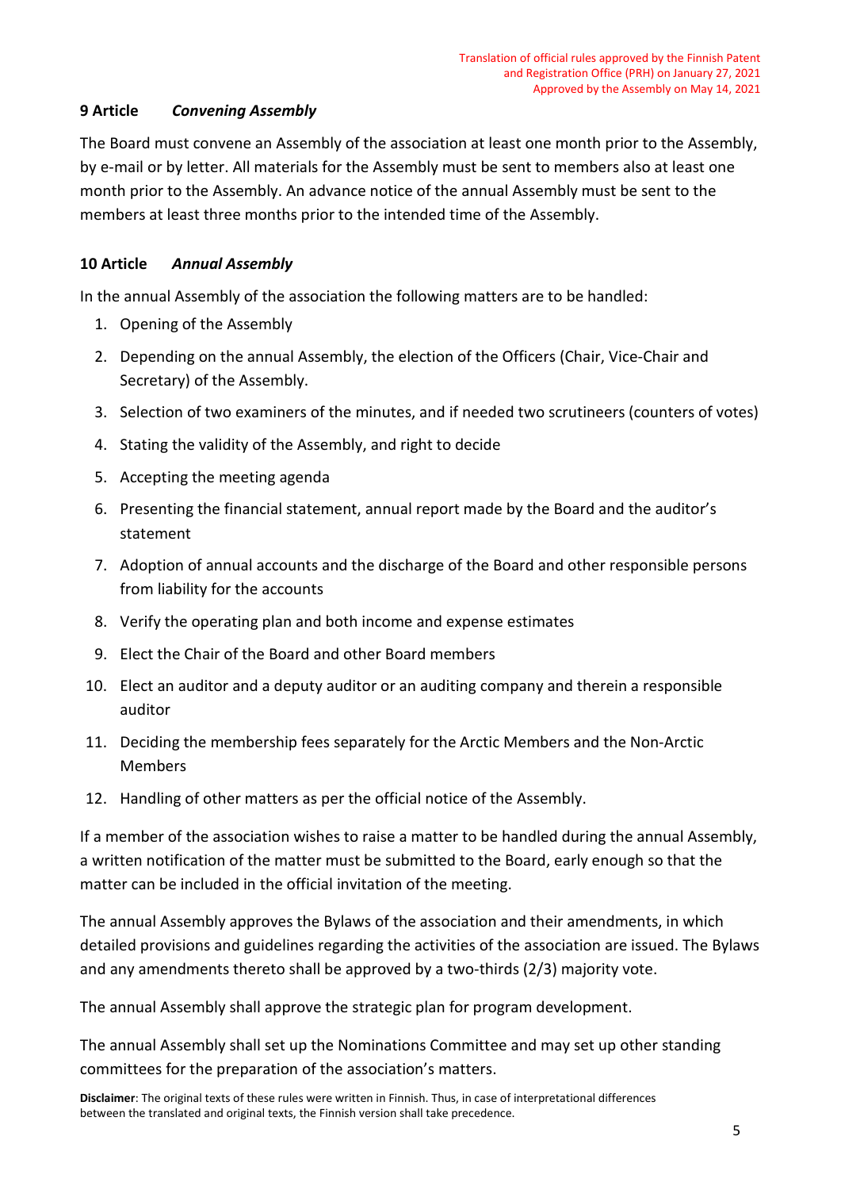## 9 Article *Convening Assembly*

The Board must convene an Assembly of the association at least one month prior to the Assembly, by e-mail or by letter. All materials for the Assembly must be sent to members also at least one month prior to the Assembly. An advance notice of the annual Assembly must be sent to the members at least three months prior to the intended time of the Assembly.

## 10 Article *Annual Assembly*

In the annual Assembly of the association the following matters are to be handled:

1. Opening of the Assembly
2. Depending on the annual Assembly, the election of the Officers (Chair, Vice-Chair and Secretary) of the Assembly.
3. Selection of two examiners of the minutes, and if needed two scrutineers (counters of votes)
4. Stating the validity of the Assembly, and right to decide
5. Accepting the meeting agenda
6. Presenting the financial statement, annual report made by the Board and the auditor's statement
7. Adoption of annual accounts and the discharge of the Board and other responsible persons from liability for the accounts
8. Verify the operating plan and both income and expense estimates
9. Elect the Chair of the Board and other Board members
10. Elect an auditor and a deputy auditor or an auditing company and therein a responsible auditor
11. Deciding the membership fees separately for the Arctic Members and the Non-Arctic Members
12. Handling of other matters as per the official notice of the Assembly.

If a member of the association wishes to raise a matter to be handled during the annual Assembly, a written notification of the matter must be submitted to the Board, early enough so that the matter can be included in the official invitation of the meeting.

The annual Assembly approves the Bylaws of the association and their amendments, in which detailed provisions and guidelines regarding the activities of the association are issued. The Bylaws and any amendments thereto shall be approved by a two-thirds (2/3) majority vote.

The annual Assembly shall approve the strategic plan for program development.

The annual Assembly shall set up the Nominations Committee and may set up other standing committees for the preparation of the association's matters.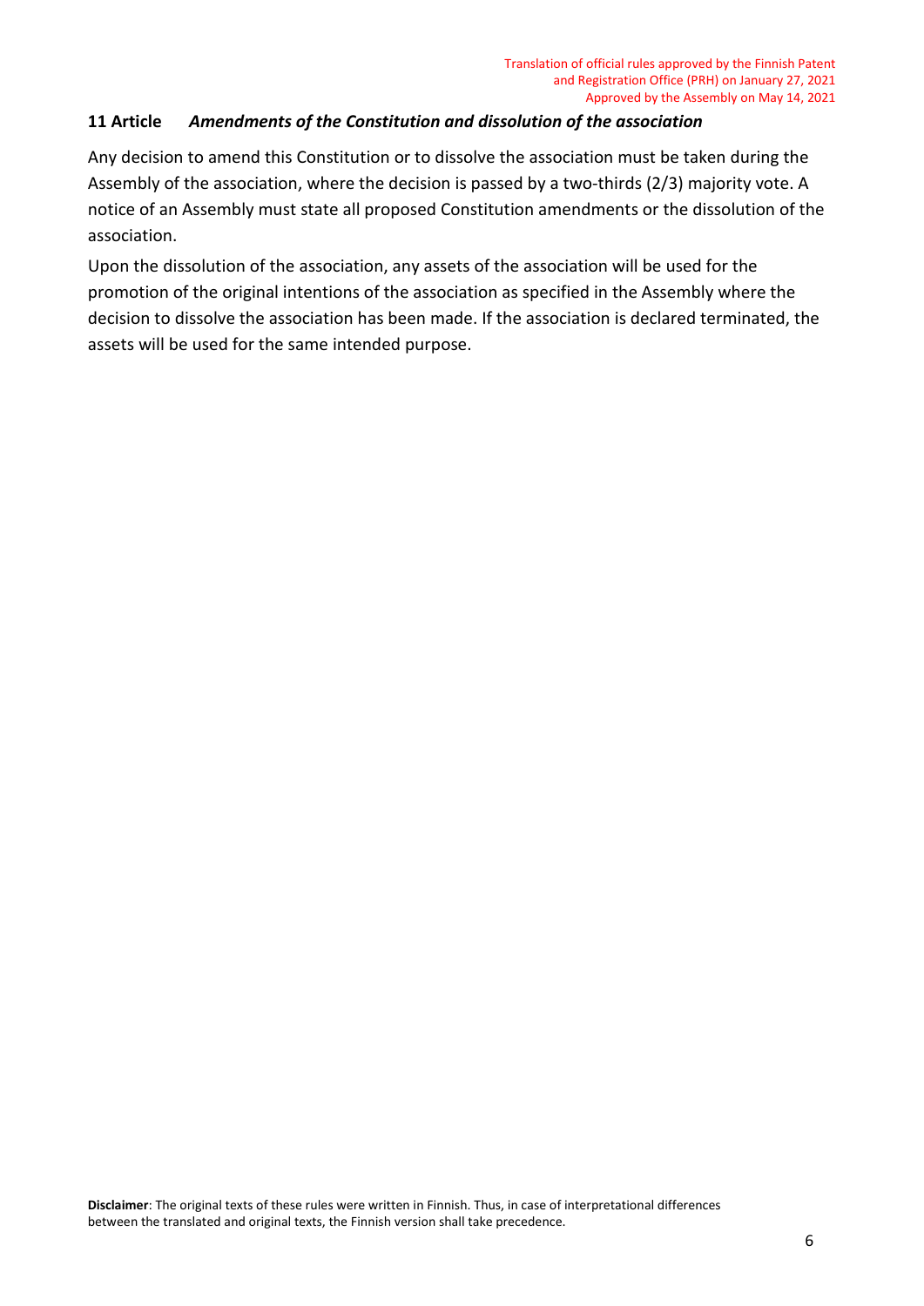### 11 Article *Amendments of the Constitution and dissolution of the association*

Any decision to amend this Constitution or to dissolve the association must be taken during the Assembly of the association, where the decision is passed by a two-thirds (2/3) majority vote. A notice of an Assembly must state all proposed Constitution amendments or the dissolution of the association.

Upon the dissolution of the association, any assets of the association will be used for the promotion of the original intentions of the association as specified in the Assembly where the decision to dissolve the association has been made. If the association is declared terminated, the assets will be used for the same intended purpose.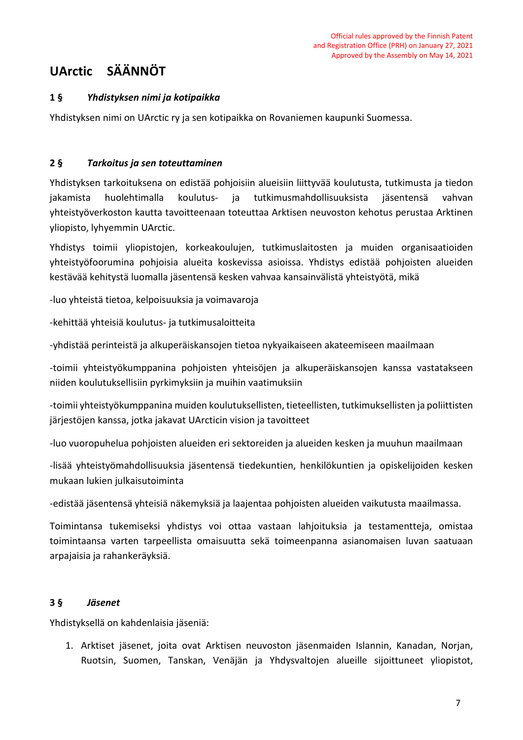Official rules approved by the Finnish Patent and Registration Office (PRH) on January 27, 2021
Approved by the Assembly on May 14, 2021

# UArctic SÄÄNNÖT

## 1 § *Yhdistyksen nimi ja kotipaikka*

Yhdistyksen nimi on UArctic ry ja sen kotipaikka on Rovaniemen kaupunki Suomessa.

## 2 § *Tarkoitus ja sen toteuttaminen*

Yhdistyksen tarkoituksena on edistää pohjoisiin alueisiin liittyvää koulutusta, tutkimusta ja tiedon jakamista huolehtimalla koulutus- ja tutkimusmahdollisuuksista jäsentensä vahvan yhteistyöverkoston kautta tavoitteenaan toteuttaa Arktisen neuvoston kehotus perustaa Arktinen yliopisto, lyhyemmin UArctic.

Yhdistys toimii yliopistojen, korkeakoulujen, tutkimuslaitosten ja muiden organisaatioiden yhteistyöfoorumina pohjoisia alueita koskevissa asioissa. Yhdistys edistää pohjoisten alueiden kestävää kehitystä luomalla jäsentensä kesken vahvaa kansainvälistä yhteistyötä, mikä

-luo yhteistä tietoa, kelpoisuuksia ja voimavaroja

-kehittää yhteisiä koulutus- ja tutkimusaloitteita

-yhdistää perinteistä ja alkuperäiskansojen tietoa nykyaikaiseen akateemiseen maailmaan

-toimii yhteistyökumppanina pohjoisten yhteisöjen ja alkuperäiskansojen kanssa vastatakseen niiden koulutuksellisiin pyrkimyksiin ja muihin vaatimuksiin

-toimii yhteistyökumppanina muiden koulutuksellisten, tieteellisten, tutkimuksellisten ja poliittisten järjestöjen kanssa, jotka jakavat UArcticin vision ja tavoitteet

-luo vuoropuhelua pohjoisten alueiden eri sektoreiden ja alueiden kesken ja muuhun maailmaan

-lisää yhteistyömahdollisuuksia jäsentensä tiedekuntien, henkilökuntien ja opiskelijoiden kesken mukaan lukien julkaisutoiminta

-edistää jäsentensä yhteisiä näkemyksiä ja laajentaa pohjoisten alueiden vaikutusta maailmassa.

Toimintansa tukemiseksi yhdistys voi ottaa vastaan lahjoituksia ja testamentteja, omistaa toimintaansa varten tarpeellista omaisuutta sekä toimeenpanna asianomaisen luvan saatuaan arpajaisia ja rahankeräyksiä.

## 3 § *Jäsenet*

Yhdistyksellä on kahdenlaisia jäseniä:

1. Arktiset jäsenet, joita ovat Arktisen neuvoston jäsenmaiden Islannin, Kanadan, Norjan, Ruotsin, Suomen, Tanskan, Venäjän ja Yhdysvaltojen alueille sijoittuneet yliopistot,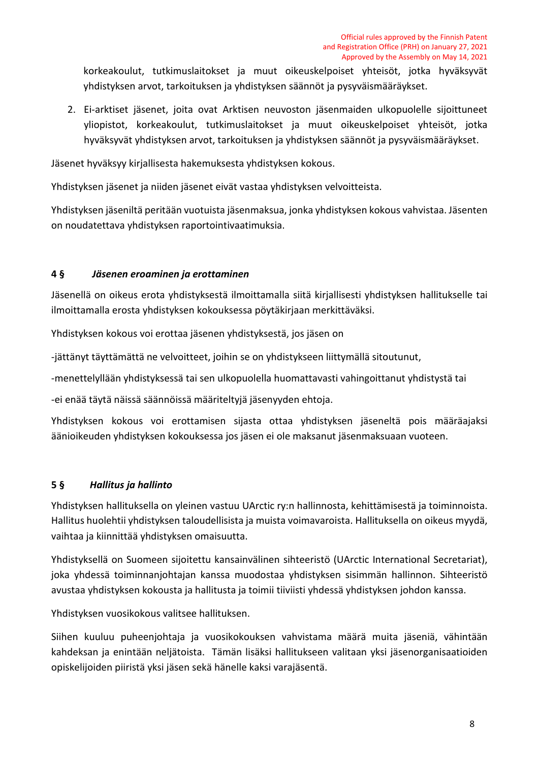korkeakoulut, tutkimuslaitokset ja muut oikeuskelpoiset yhteisöt, jotka hyväksyvät yhdistyksen arvot, tarkoituksen ja yhdistyksen säännöt ja pysyväismääräykset.

2. Ei-arktiset jäsenet, joita ovat Arktisen neuvoston jäsenmaiden ulkopuolelle sijoittuneet yliopistot, korkeakoulut, tutkimuslaitokset ja muut oikeuskelpoiset yhteisöt, jotka hyväksyvät yhdistyksen arvot, tarkoituksen ja yhdistyksen säännöt ja pysyväismääräykset.

Jäsenet hyväksyy kirjallisesta hakemuksesta yhdistyksen kokous.

Yhdistyksen jäsenet ja niiden jäsenet eivät vastaa yhdistyksen velvoitteista.

Yhdistyksen jäseniltä peritään vuotuista jäsenmaksua, jonka yhdistyksen kokous vahvistaa. Jäsenten on noudatettava yhdistyksen raportointivaatimuksia.

### 4 § *Jäsenen eroaminen ja erottaminen*

Jäsenellä on oikeus erota yhdistyksestä ilmoittamalla siitä kirjallisesti yhdistyksen hallitukselle tai ilmoittamalla erosta yhdistyksen kokouksessa pöytäkirjaan merkittäväksi.

Yhdistyksen kokous voi erottaa jäsenen yhdistyksestä, jos jäsen on

-jättänyt täyttämättä ne velvoitteet, joihin se on yhdistykseen liittymällä sitoutunut,

-menettelyllään yhdistyksessä tai sen ulkopuolella huomattavasti vahingoittanut yhdistystä tai

-ei enää täytä näissä säännöissä määriteltyjä jäsenyyden ehtoja.

Yhdistyksen kokous voi erottamisen sijasta ottaa yhdistyksen jäseneltä pois määräajaksi äänioikeuden yhdistyksen kokouksessa jos jäsen ei ole maksanut jäsenmaksuaan vuoteen.

### 5 § *Hallitus ja hallinto*

Yhdistyksen hallituksella on yleinen vastuu UArctic ry:n hallinnosta, kehittämisestä ja toiminnoista. Hallitus huolehtii yhdistyksen taloudellisista ja muista voimavaroista. Hallituksella on oikeus myydä, vaihtaa ja kiinnittää yhdistyksen omaisuutta.

Yhdistyksellä on Suomeen sijoitettu kansainvälinen sihteeristö (UArctic International Secretariat), joka yhdessä toiminnanjohtajan kanssa muodostaa yhdistyksen sisimmän hallinnon. Sihteeristö avustaa yhdistyksen kokousta ja hallitusta ja toimii tiiviisti yhdessä yhdistyksen johdon kanssa.

Yhdistyksen vuosikokous valitsee hallituksen.

Siihen kuuluu puheenjohtaja ja vuosikokouksen vahvistama määrä muita jäseniä, vähintään kahdeksan ja enintään neljätoista. Tämän lisäksi hallitukseen valitaan yksi jäsenorganisaatioiden opiskelijoiden piiristä yksi jäsen sekä hänelle kaksi varajäsentä.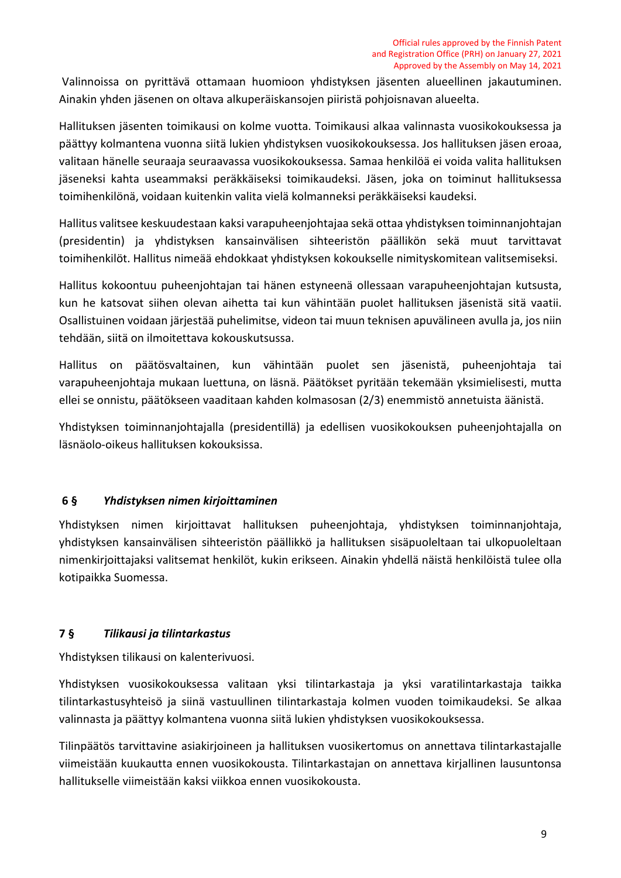Valinnoissa on pyrittävä ottamaan huomioon yhdistyksen jäsenten alueellinen jakautuminen. Ainakin yhden jäsenen on oltava alkuperäiskansojen piiristä pohjoisnavan alueelta.

Hallituksen jäsenten toimikausi on kolme vuotta. Toimikausi alkaa valinnasta vuosikokouksessa ja päättyy kolmantena vuonna siitä lukien yhdistyksen vuosikokouksessa. Jos hallituksen jäsen eroaa, valitaan hänelle seuraaja seuraavassa vuosikokouksessa. Samaa henkilöä ei voida valita hallituksen jäseneksi kahta useammaksi peräkkäiseksi toimikaudeksi. Jäsen, joka on toiminut hallituksessa toimihenkilönä, voidaan kuitenkin valita vielä kolmanneksi peräkkäiseksi kaudeksi.

Hallitus valitsee keskuudestaan kaksi varapuheenjohtajaa sekä ottaa yhdistyksen toiminnanjohtajan (presidentin) ja yhdistyksen kansainvälisen sihteeristön päällikön sekä muut tarvittavat toimihenkilöt. Hallitus nimeää ehdokkaat yhdistyksen kokoukselle nimityskomitean valitsemiseksi.

Hallitus kokoontuu puheenjohtajan tai hänen estyneenä ollessaan varapuheenjohtajan kutsusta, kun he katsovat siihen olevan aihetta tai kun vähintään puolet hallituksen jäsenistä sitä vaatii. Osallistuinen voidaan järjestää puhelimitse, videon tai muun teknisen apuvälineen avulla ja, jos niin tehdään, siitä on ilmoitettava kokouskutsussa.

Hallitus on päätösvaltainen, kun vähintään puolet sen jäsenistä, puheenjohtaja tai varapuheenjohtaja mukaan luettuna, on läsnä. Päätökset pyritään tekemään yksimielisesti, mutta ellei se onnistu, päätökseen vaaditaan kahden kolmasosan (2/3) enemmistö annetuista äänistä.

Yhdistyksen toiminnanjohtajalla (presidentillä) ja edellisen vuosikokouksen puheenjohtajalla on läsnäolo-oikeus hallituksen kokouksissa.

## 6 § *Yhdistyksen nimen kirjoittaminen*

Yhdistyksen nimen kirjoittavat hallituksen puheenjohtaja, yhdistyksen toiminnanjohtaja, yhdistyksen kansainvälisen sihteeristön päällikkö ja hallituksen sisäpuoleltaan tai ulkopuoleltaan nimenkirjoittajaksi valitsemat henkilöt, kukin erikseen. Ainakin yhdellä näistä henkilöistä tulee olla kotipaikka Suomessa.

## 7 § *Tilikausi ja tilintarkastus*

Yhdistyksen tilikausi on kalenterivuosi.

Yhdistyksen vuosikokouksessa valitaan yksi tilintarkastaja ja yksi varatilintarkastaja taikka tilintarkastusyhteisö ja siinä vastuullinen tilintarkastaja kolmen vuoden toimikaudeksi. Se alkaa valinnasta ja päättyy kolmantena vuonna siitä lukien yhdistyksen vuosikokouksessa.

Tilinpäätös tarvittavine asiakirjoineen ja hallituksen vuosikertomus on annettava tilintarkastajalle viimeistään kuukautta ennen vuosikokousta. Tilintarkastajan on annettava kirjallinen lausuntonsa hallitukselle viimeistään kaksi viikkoa ennen vuosikokousta.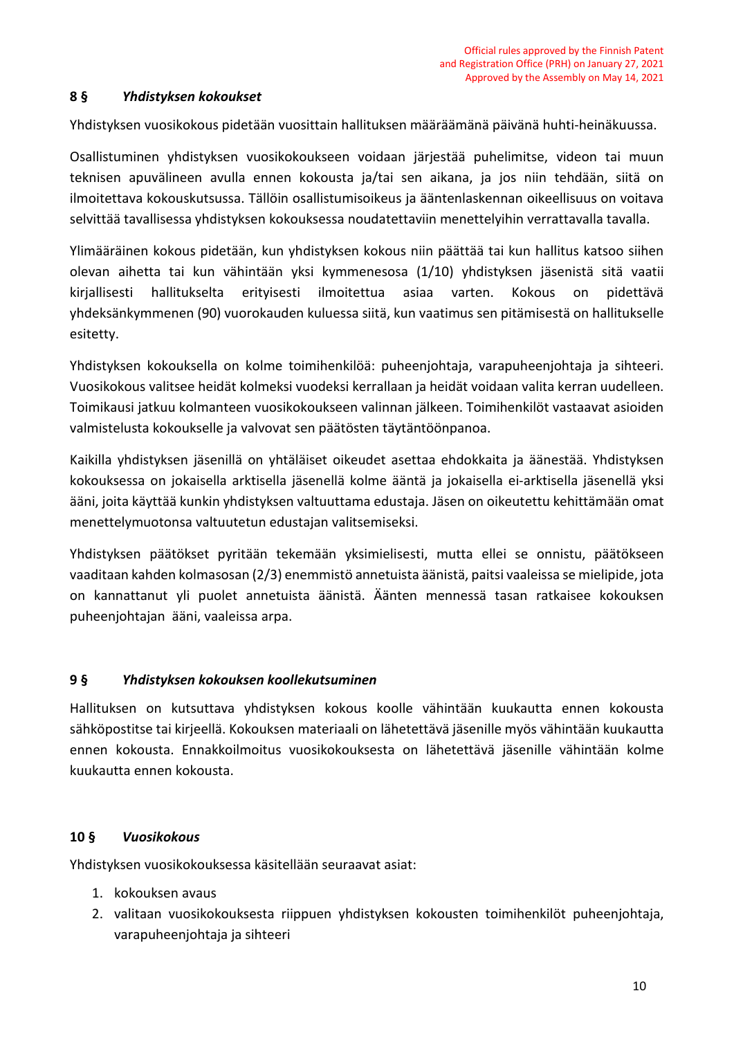Official rules approved by the Finnish Patent and Registration Office (PRH) on January 27, 2021
Approved by the Assembly on May 14, 2021

### 8 § *Yhdistyksen kokoukset*

Yhdistyksen vuosikokous pidetään vuosittain hallituksen määräämänä päivänä huhti-heinäkuussa.

Osallistuminen yhdistyksen vuosikokoukseen voidaan järjestää puhelimitse, videon tai muun teknisen apuvälineen avulla ennen kokousta ja/tai sen aikana, ja jos niin tehdään, siitä on ilmoitettava kokouskutsussa. Tällöin osallistumisoikeus ja ääntenlaskennan oikeellisuus on voitava selvittää tavallisessa yhdistyksen kokouksessa noudatettaviin menettelyihin verrattavalla tavalla.

Ylimääräinen kokous pidetään, kun yhdistyksen kokous niin päättää tai kun hallitus katsoo siihen olevan aihetta tai kun vähintään yksi kymmenesosa (1/10) yhdistyksen jäsenistä sitä vaatii kirjallisesti hallitukselta erityisesti ilmoitettua asiaa varten. Kokous on pidettävä yhdeksänkymmenen (90) vuorokauden kuluessa siitä, kun vaatimus sen pitämisestä on hallitukselle esitetty.

Yhdistyksen kokouksella on kolme toimihenkilöä: puheenjohtaja, varapuheenjohtaja ja sihteeri. Vuosikokous valitsee heidät kolmeksi vuodeksi kerrallaan ja heidät voidaan valita kerran uudelleen. Toimikausi jatkuu kolmanteen vuosikokoukseen valinnan jälkeen. Toimihenkilöt vastaavat asioiden valmistelusta kokoukselle ja valvovat sen päätösten täytäntöönpanoa.

Kaikilla yhdistyksen jäsenillä on yhtäläiset oikeudet asettaa ehdokkaita ja äänestää. Yhdistyksen kokouksessa on jokaisella arktisella jäsenellä kolme ääntä ja jokaisella ei-arktisella jäsenellä yksi ääni, joita käyttää kunkin yhdistyksen valtuuttama edustaja. Jäsen on oikeutettu kehittämään omat menettelymuotonsa valtuutetun edustajan valitsemiseksi.

Yhdistyksen päätökset pyritään tekemään yksimielisesti, mutta ellei se onnistu, päätökseen vaaditaan kahden kolmasosan (2/3) enemmistö annetuista äänistä, paitsi vaaleissa se mielipide, jota on kannattanut yli puolet annetuista äänistä. Äänten mennessä tasan ratkaisee kokouksen puheenjohtajan ääni, vaaleissa arpa.

### 9 § *Yhdistyksen kokouksen koollekutsuminen*

Hallituksen on kutsuttava yhdistyksen kokous koolle vähintään kuukautta ennen kokousta sähköpostitse tai kirjeellä. Kokouksen materiaali on lähetettävä jäsenille myös vähintään kuukautta ennen kokousta. Ennakkoilmoitus vuosikokouksesta on lähetettävä jäsenille vähintään kolme kuukautta ennen kokousta.

### 10 § *Vuosikokous*

Yhdistyksen vuosikokouksessa käsitellään seuraavat asiat:

1. kokouksen avaus
2. valitaan vuosikokouksesta riippuen yhdistyksen kokousten toimihenkilöt puheenjohtaja, varapuheenjohtaja ja sihteeri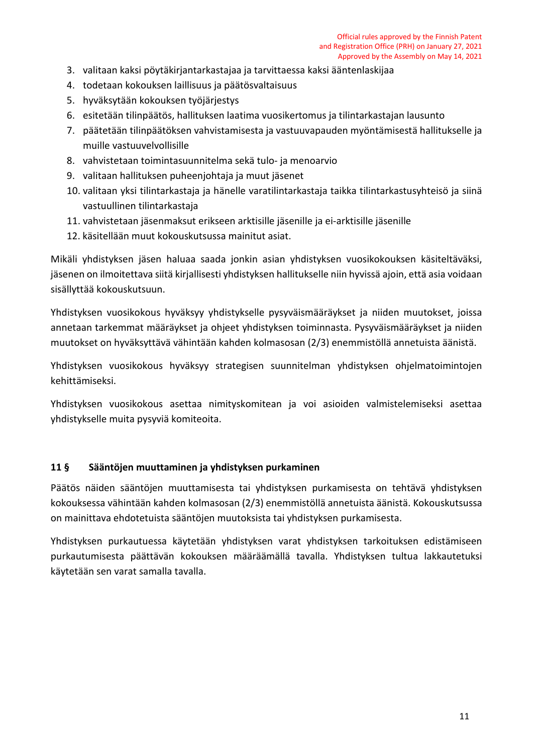3. valitaan kaksi pöytäkirjantarkastajaa ja tarvittaessa kaksi ääntenlaskijaa
4. todetaan kokouksen laillisuus ja päätösvaltaisuus
5. hyväksytään kokouksen työjärjestys
6. esitetään tilinpäätös, hallituksen laatima vuosikertomus ja tilintarkastajan lausunto
7. päätetään tilinpäätöksen vahvistamisesta ja vastuuvapauden myöntämisestä hallitukselle ja muille vastuuvelvollisille
8. vahvistetaan toimintasuunnitelma sekä tulo- ja menoarvio
9. valitaan hallituksen puheenjohtaja ja muut jäsenet
10. valitaan yksi tilintarkastaja ja hänelle varatilintarkastaja taikka tilintarkastusyhteisö ja siinä vastuullinen tilintarkastaja
11. vahvistetaan jäsenmaksut erikseen arktisille jäsenille ja ei-arktisille jäsenille
12. käsitellään muut kokouskutsussa mainitut asiat.

Mikäli yhdistyksen jäsen haluaa saada jonkin asian yhdistyksen vuosikokouksen käsiteltäväksi, jäsenen on ilmoitettava siitä kirjallisesti yhdistyksen hallitukselle niin hyvissä ajoin, että asia voidaan sisällyttää kokouskutsuun.

Yhdistyksen vuosikokous hyväksyy yhdistykselle pysyväismääräykset ja niiden muutokset, joissa annetaan tarkemmat määräykset ja ohjeet yhdistyksen toiminnasta. Pysyväismääräykset ja niiden muutokset on hyväksyttävä vähintään kahden kolmasosan (2/3) enemmistöllä annetuista äänistä.

Yhdistyksen vuosikokous hyväksyy strategisen suunnitelman yhdistyksen ohjelmatoimintojen kehittämiseksi.

Yhdistyksen vuosikokous asettaa nimityskomitean ja voi asioiden valmistelemiseksi asettaa yhdistykselle muita pysyviä komiteoita.

### 11 § Sääntöjen muuttaminen ja yhdistyksen purkaminen

Päätös näiden sääntöjen muuttamisesta tai yhdistyksen purkamisesta on tehtävä yhdistyksen kokouksessa vähintään kahden kolmasosan (2/3) enemmistöllä annetuista äänistä. Kokouskutsussa on mainittava ehdotetuista sääntöjen muutoksista tai yhdistyksen purkamisesta.

Yhdistyksen purkautuessa käytetään yhdistyksen varat yhdistyksen tarkoituksen edistämiseen purkautumisesta päättävän kokouksen määräämällä tavalla. Yhdistyksen tultua lakkautetuksi käytetään sen varat samalla tavalla.